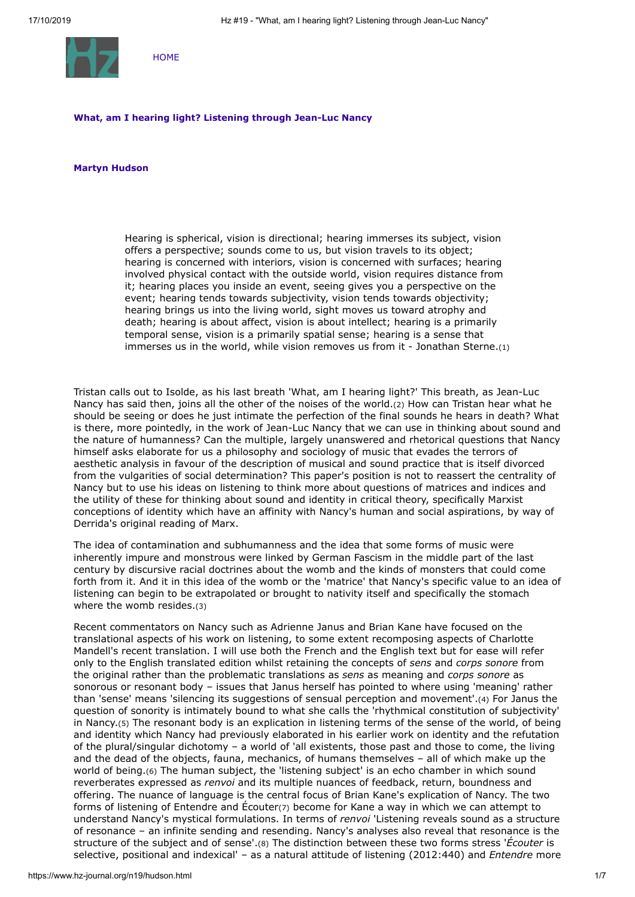HOME

**What, am I hearing light? Listening through Jean-Luc Nancy**

**Martyn Hudson**

> Hearing is spherical, vision is directional; hearing immerses its subject, vision offers a perspective; sounds come to us, but vision travels to its object; hearing is concerned with interiors, vision is concerned with surfaces; hearing involved physical contact with the outside world, vision requires distance from it; hearing places you inside an event, seeing gives you a perspective on the event; hearing tends towards subjectivity, vision tends towards objectivity; hearing brings us into the living world, sight moves us toward atrophy and death; hearing is about affect, vision is about intellect; hearing is a primarily temporal sense, vision is a primarily spatial sense; hearing is a sense that immerses us in the world, while vision removes us from it - Jonathan Sterne.(1)

Tristan calls out to Isolde, as his last breath 'What, am I hearing light?' This breath, as Jean-Luc Nancy has said then, joins all the other of the noises of the world.(2) How can Tristan hear what he should be seeing or does he just intimate the perfection of the final sounds he hears in death? What is there, more pointedly, in the work of Jean-Luc Nancy that we can use in thinking about sound and the nature of humanness? Can the multiple, largely unanswered and rhetorical questions that Nancy himself asks elaborate for us a philosophy and sociology of music that evades the terrors of aesthetic analysis in favour of the description of musical and sound practice that is itself divorced from the vulgarities of social determination? This paper's position is not to reassert the centrality of Nancy but to use his ideas on listening to think more about questions of matrices and indices and the utility of these for thinking about sound and identity in critical theory, specifically Marxist conceptions of identity which have an affinity with Nancy's human and social aspirations, by way of Derrida's original reading of Marx.

The idea of contamination and subhumanness and the idea that some forms of music were inherently impure and monstrous were linked by German Fascism in the middle part of the last century by discursive racial doctrines about the womb and the kinds of monsters that could come forth from it. And it in this idea of the womb or the 'matrice' that Nancy's specific value to an idea of listening can begin to be extrapolated or brought to nativity itself and specifically the stomach where the womb resides.(3)

Recent commentators on Nancy such as Adrienne Janus and Brian Kane have focused on the translational aspects of his work on listening, to some extent recomposing aspects of Charlotte Mandell's recent translation. I will use both the French and the English text but for ease will refer only to the English translated edition whilst retaining the concepts of *sens* and *corps sonore* from the original rather than the problematic translations as *sens* as meaning and *corps sonore* as sonorous or resonant body – issues that Janus herself has pointed to where using 'meaning' rather than 'sense' means 'silencing its suggestions of sensual perception and movement'.(4) For Janus the question of sonority is intimately bound to what she calls the 'rhythmical constitution of subjectivity' in Nancy.(5) The resonant body is an explication in listening terms of the sense of the world, of being and identity which Nancy had previously elaborated in his earlier work on identity and the refutation of the plural/singular dichotomy – a world of 'all existents, those past and those to come, the living and the dead of the objects, fauna, mechanics, of humans themselves – all of which make up the world of being.(6) The human subject, the 'listening subject' is an echo chamber in which sound reverberates expressed as *renvoi* and its multiple nuances of feedback, return, boundness and offering. The nuance of language is the central focus of Brian Kane's explication of Nancy. The two forms of listening of Entendre and Écouter(7) become for Kane a way in which we can attempt to understand Nancy's mystical formulations. In terms of *renvoi* 'Listening reveals sound as a structure of resonance – an infinite sending and resending. Nancy's analyses also reveal that resonance is the structure of the subject and of sense'.(8) The distinction between these two forms stress '*Écouter* is selective, positional and indexical' – as a natural attitude of listening (2012:440) and *Entendre* more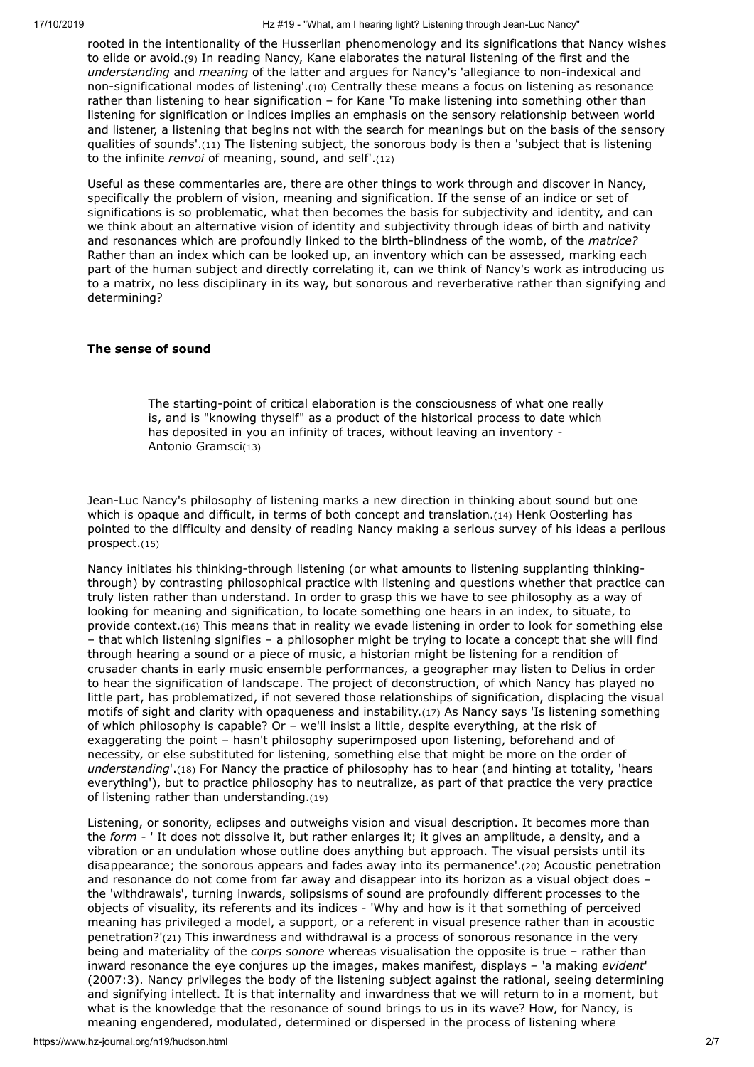rooted in the intentionality of the Husserlian phenomenology and its significations that Nancy wishes to elide or avoid.[9] In reading Nancy, Kane elaborates the natural listening of the first and the *understanding* and *meaning* of the latter and argues for Nancy's 'allegiance to non-indexical and non-significational modes of listening'.[10] Centrally these means a focus on listening as resonance rather than listening to hear signification – for Kane 'To make listening into something other than listening for signification or indices implies an emphasis on the sensory relationship between world and listener, a listening that begins not with the search for meanings but on the basis of the sensory qualities of sounds'.[11] The listening subject, the sonorous body is then a 'subject that is listening to the infinite *renvoi* of meaning, sound, and self'.[12]

Useful as these commentaries are, there are other things to work through and discover in Nancy, specifically the problem of vision, meaning and signification. If the sense of an indice or set of significations is so problematic, what then becomes the basis for subjectivity and identity, and can we think about an alternative vision of identity and subjectivity through ideas of birth and nativity and resonances which are profoundly linked to the birth-blindness of the womb, of the *matrice?* Rather than an index which can be looked up, an inventory which can be assessed, marking each part of the human subject and directly correlating it, can we think of Nancy's work as introducing us to a matrix, no less disciplinary in its way, but sonorous and reverberative rather than signifying and determining?

### The sense of sound

> The starting-point of critical elaboration is the consciousness of what one really is, and is "knowing thyself" as a product of the historical process to date which has deposited in you an infinity of traces, without leaving an inventory - Antonio Gramsci[13]

Jean-Luc Nancy's philosophy of listening marks a new direction in thinking about sound but one which is opaque and difficult, in terms of both concept and translation.[14] Henk Oosterling has pointed to the difficulty and density of reading Nancy making a serious survey of his ideas a perilous prospect.[15]

Nancy initiates his thinking-through listening (or what amounts to listening supplanting thinking-through) by contrasting philosophical practice with listening and questions whether that practice can truly listen rather than understand. In order to grasp this we have to see philosophy as a way of looking for meaning and signification, to locate something one hears in an index, to situate, to provide context.[16] This means that in reality we evade listening in order to look for something else – that which listening signifies – a philosopher might be trying to locate a concept that she will find through hearing a sound or a piece of music, a historian might be listening for a rendition of crusader chants in early music ensemble performances, a geographer may listen to Delius in order to hear the signification of landscape. The project of deconstruction, of which Nancy has played no little part, has problematized, if not severed those relationships of signification, displacing the visual motifs of sight and clarity with opaqueness and instability.[17] As Nancy says 'Is listening something of which philosophy is capable? Or – we'll insist a little, despite everything, at the risk of exaggerating the point – hasn't philosophy superimposed upon listening, beforehand and of necessity, or else substituted for listening, something else that might be more on the order of *understanding*'.[18] For Nancy the practice of philosophy has to hear (and hinting at totality, 'hears everything'), but to practice philosophy has to neutralize, as part of that practice the very practice of listening rather than understanding.[19]

Listening, or sonority, eclipses and outweighs vision and visual description. It becomes more than the *form* - ' It does not dissolve it, but rather enlarges it; it gives an amplitude, a density, and a vibration or an undulation whose outline does anything but approach. The visual persists until its disappearance; the sonorous appears and fades away into its permanence'.[20] Acoustic penetration and resonance do not come from far away and disappear into its horizon as a visual object does – the 'withdrawals', turning inwards, solipsisms of sound are profoundly different processes to the objects of visuality, its referents and its indices - 'Why and how is it that something of perceived meaning has privileged a model, a support, or a referent in visual presence rather than in acoustic penetration?'[21] This inwardness and withdrawal is a process of sonorous resonance in the very being and materiality of the *corps sonore* whereas visualisation the opposite is true – rather than inward resonance the eye conjures up the images, makes manifest, displays – 'a making *evident*' (2007:3). Nancy privileges the body of the listening subject against the rational, seeing determining and signifying intellect. It is that internality and inwardness that we will return to in a moment, but what is the knowledge that the resonance of sound brings to us in its wave? How, for Nancy, is meaning engendered, modulated, determined or dispersed in the process of listening where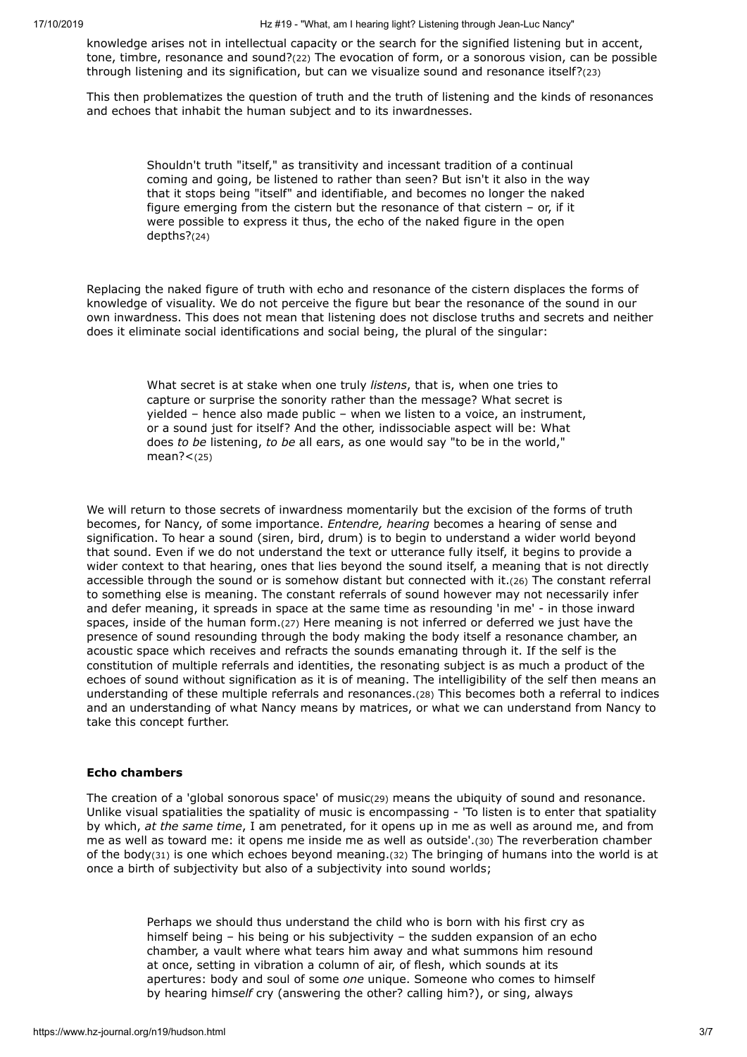knowledge arises not in intellectual capacity or the search for the signified listening but in accent, tone, timbre, resonance and sound?(22) The evocation of form, or a sonorous vision, can be possible through listening and its signification, but can we visualize sound and resonance itself?(23)

This then problematizes the question of truth and the truth of listening and the kinds of resonances and echoes that inhabit the human subject and to its inwardnesses.

> Shouldn't truth "itself," as transitivity and incessant tradition of a continual coming and going, be listened to rather than seen? But isn't it also in the way that it stops being "itself" and identifiable, and becomes no longer the naked figure emerging from the cistern but the resonance of that cistern – or, if it were possible to express it thus, the echo of the naked figure in the open depths?(24)

Replacing the naked figure of truth with echo and resonance of the cistern displaces the forms of knowledge of visuality. We do not perceive the figure but bear the resonance of the sound in our own inwardness. This does not mean that listening does not disclose truths and secrets and neither does it eliminate social identifications and social being, the plural of the singular:

> What secret is at stake when one truly *listens*, that is, when one tries to capture or surprise the sonority rather than the message? What secret is yielded – hence also made public – when we listen to a voice, an instrument, or a sound just for itself? And the other, indissociable aspect will be: What does *to be* listening, *to be* all ears, as one would say "to be in the world," mean?<(25)

We will return to those secrets of inwardness momentarily but the excision of the forms of truth becomes, for Nancy, of some importance. *Entendre, hearing* becomes a hearing of sense and signification. To hear a sound (siren, bird, drum) is to begin to understand a wider world beyond that sound. Even if we do not understand the text or utterance fully itself, it begins to provide a wider context to that hearing, ones that lies beyond the sound itself, a meaning that is not directly accessible through the sound or is somehow distant but connected with it.(26) The constant referral to something else is meaning. The constant referrals of sound however may not necessarily infer and defer meaning, it spreads in space at the same time as resounding 'in me' - in those inward spaces, inside of the human form.(27) Here meaning is not inferred or deferred we just have the presence of sound resounding through the body making the body itself a resonance chamber, an acoustic space which receives and refracts the sounds emanating through it. If the self is the constitution of multiple referrals and identities, the resonating subject is as much a product of the echoes of sound without signification as it is of meaning. The intelligibility of the self then means an understanding of these multiple referrals and resonances.(28) This becomes both a referral to indices and an understanding of what Nancy means by matrices, or what we can understand from Nancy to take this concept further.

### Echo chambers

The creation of a 'global sonorous space' of music(29) means the ubiquity of sound and resonance. Unlike visual spatialities the spatiality of music is encompassing - 'To listen is to enter that spatiality by which, *at the same time*, I am penetrated, for it opens up in me as well as around me, and from me as well as toward me: it opens me inside me as well as outside'.(30) The reverberation chamber of the body(31) is one which echoes beyond meaning.(32) The bringing of humans into the world is at once a birth of subjectivity but also of a subjectivity into sound worlds;

> Perhaps we should thus understand the child who is born with his first cry as himself being – his being or his subjectivity – the sudden expansion of an echo chamber, a vault where what tears him away and what summons him resound at once, setting in vibration a column of air, of flesh, which sounds at its apertures: body and soul of some *one* unique. Someone who comes to himself by hearing him*self* cry (answering the other? calling him?), or sing, always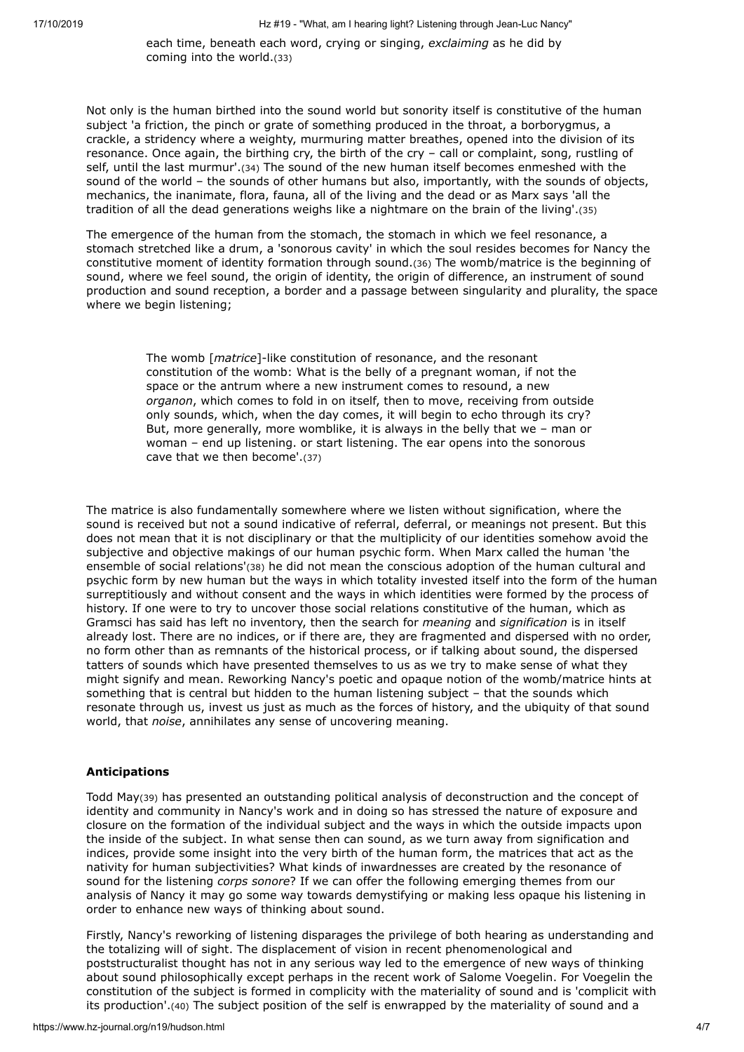> each time, beneath each word, crying or singing, *exclaiming* as he did by coming into the world.(33)

Not only is the human birthed into the sound world but sonority itself is constitutive of the human subject 'a friction, the pinch or grate of something produced in the throat, a borborygmus, a crackle, a stridency where a weighty, murmuring matter breathes, opened into the division of its resonance. Once again, the birthing cry, the birth of the cry – call or complaint, song, rustling of self, until the last murmur'.(34) The sound of the new human itself becomes enmeshed with the sound of the world – the sounds of other humans but also, importantly, with the sounds of objects, mechanics, the inanimate, flora, fauna, all of the living and the dead or as Marx says 'all the tradition of all the dead generations weighs like a nightmare on the brain of the living'.(35)

The emergence of the human from the stomach, the stomach in which we feel resonance, a stomach stretched like a drum, a 'sonorous cavity' in which the soul resides becomes for Nancy the constitutive moment of identity formation through sound.(36) The womb/matrice is the beginning of sound, where we feel sound, the origin of identity, the origin of difference, an instrument of sound production and sound reception, a border and a passage between singularity and plurality, the space where we begin listening;

> The womb [*matrice*]-like constitution of resonance, and the resonant constitution of the womb: What is the belly of a pregnant woman, if not the space or the antrum where a new instrument comes to resound, a new *organon*, which comes to fold in on itself, then to move, receiving from outside only sounds, which, when the day comes, it will begin to echo through its cry? But, more generally, more womblike, it is always in the belly that we – man or woman – end up listening. or start listening. The ear opens into the sonorous cave that we then become'.(37)

The matrice is also fundamentally somewhere where we listen without signification, where the sound is received but not a sound indicative of referral, deferral, or meanings not present. But this does not mean that it is not disciplinary or that the multiplicity of our identities somehow avoid the subjective and objective makings of our human psychic form. When Marx called the human 'the ensemble of social relations'(38) he did not mean the conscious adoption of the human cultural and psychic form by new human but the ways in which totality invested itself into the form of the human surreptitiously and without consent and the ways in which identities were formed by the process of history. If one were to try to uncover those social relations constitutive of the human, which as Gramsci has said has left no inventory, then the search for *meaning* and *signification* is in itself already lost. There are no indices, or if there are, they are fragmented and dispersed with no order, no form other than as remnants of the historical process, or if talking about sound, the dispersed tatters of sounds which have presented themselves to us as we try to make sense of what they might signify and mean. Reworking Nancy's poetic and opaque notion of the womb/matrice hints at something that is central but hidden to the human listening subject – that the sounds which resonate through us, invest us just as much as the forces of history, and the ubiquity of that sound world, that *noise*, annihilates any sense of uncovering meaning.

### Anticipations

Todd May(39) has presented an outstanding political analysis of deconstruction and the concept of identity and community in Nancy's work and in doing so has stressed the nature of exposure and closure on the formation of the individual subject and the ways in which the outside impacts upon the inside of the subject. In what sense then can sound, as we turn away from signification and indices, provide some insight into the very birth of the human form, the matrices that act as the nativity for human subjectivities? What kinds of inwardnesses are created by the resonance of sound for the listening *corps sonore*? If we can offer the following emerging themes from our analysis of Nancy it may go some way towards demystifying or making less opaque his listening in order to enhance new ways of thinking about sound.

Firstly, Nancy's reworking of listening disparages the privilege of both hearing as understanding and the totalizing will of sight. The displacement of vision in recent phenomenological and poststructuralist thought has not in any serious way led to the emergence of new ways of thinking about sound philosophically except perhaps in the recent work of Salome Voegelin. For Voegelin the constitution of the subject is formed in complicity with the materiality of sound and is 'complicit with its production'.(40) The subject position of the self is enwrapped by the materiality of sound and a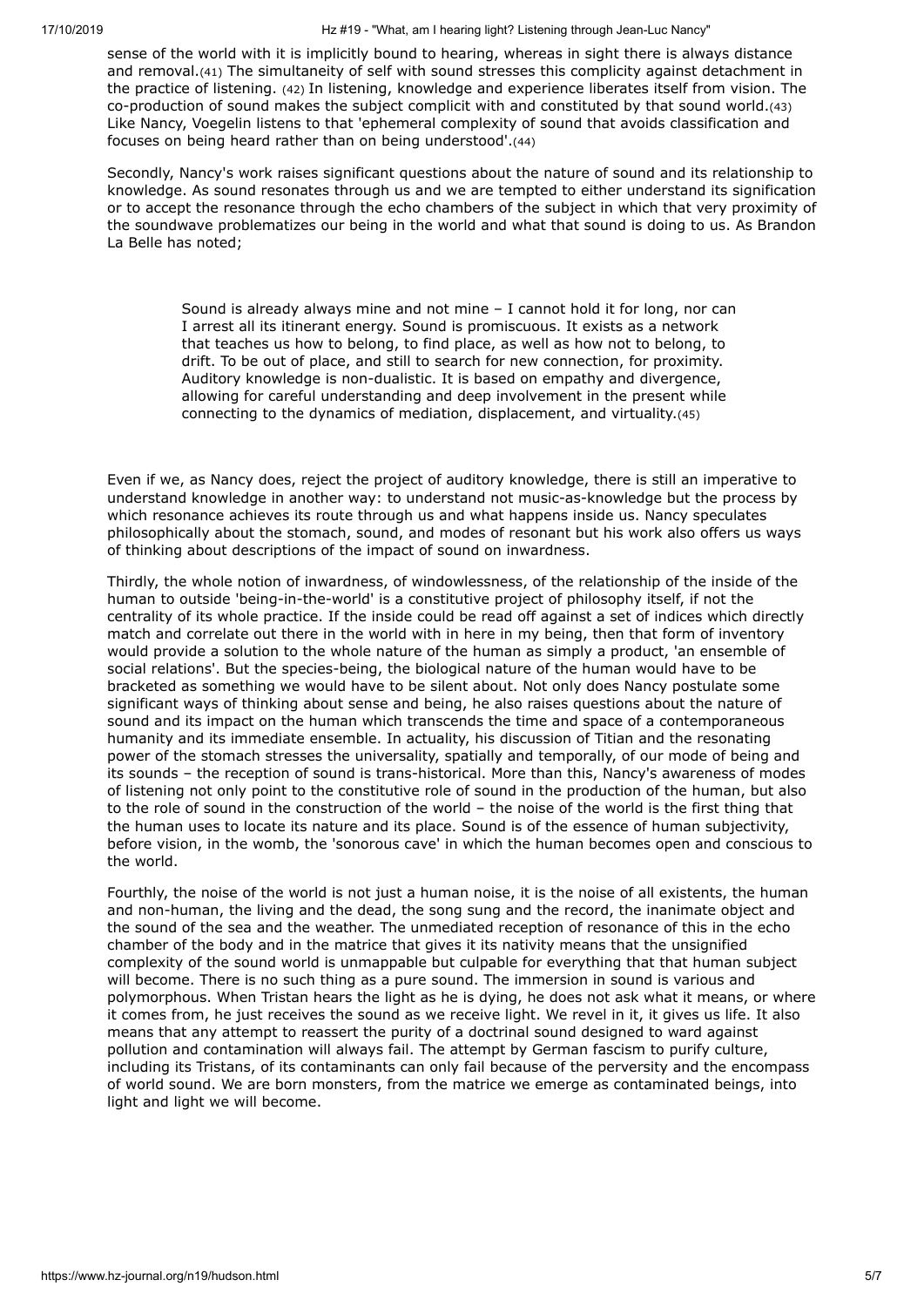sense of the world with it is implicitly bound to hearing, whereas in sight there is always distance and removal.(41) The simultaneity of self with sound stresses this complicity against detachment in the practice of listening. (42) In listening, knowledge and experience liberates itself from vision. The co-production of sound makes the subject complicit with and constituted by that sound world.(43) Like Nancy, Voegelin listens to that 'ephemeral complexity of sound that avoids classification and focuses on being heard rather than on being understood'.(44)

Secondly, Nancy's work raises significant questions about the nature of sound and its relationship to knowledge. As sound resonates through us and we are tempted to either understand its signification or to accept the resonance through the echo chambers of the subject in which that very proximity of the soundwave problematizes our being in the world and what that sound is doing to us. As Brandon La Belle has noted;

> Sound is already always mine and not mine – I cannot hold it for long, nor can I arrest all its itinerant energy. Sound is promiscuous. It exists as a network that teaches us how to belong, to find place, as well as how not to belong, to drift. To be out of place, and still to search for new connection, for proximity. Auditory knowledge is non-dualistic. It is based on empathy and divergence, allowing for careful understanding and deep involvement in the present while connecting to the dynamics of mediation, displacement, and virtuality.(45)

Even if we, as Nancy does, reject the project of auditory knowledge, there is still an imperative to understand knowledge in another way: to understand not music-as-knowledge but the process by which resonance achieves its route through us and what happens inside us. Nancy speculates philosophically about the stomach, sound, and modes of resonant but his work also offers us ways of thinking about descriptions of the impact of sound on inwardness.

Thirdly, the whole notion of inwardness, of windowlessness, of the relationship of the inside of the human to outside 'being-in-the-world' is a constitutive project of philosophy itself, if not the centrality of its whole practice. If the inside could be read off against a set of indices which directly match and correlate out there in the world with in here in my being, then that form of inventory would provide a solution to the whole nature of the human as simply a product, 'an ensemble of social relations'. But the species-being, the biological nature of the human would have to be bracketed as something we would have to be silent about. Not only does Nancy postulate some significant ways of thinking about sense and being, he also raises questions about the nature of sound and its impact on the human which transcends the time and space of a contemporaneous humanity and its immediate ensemble. In actuality, his discussion of Titian and the resonating power of the stomach stresses the universality, spatially and temporally, of our mode of being and its sounds – the reception of sound is trans-historical. More than this, Nancy's awareness of modes of listening not only point to the constitutive role of sound in the production of the human, but also to the role of sound in the construction of the world – the noise of the world is the first thing that the human uses to locate its nature and its place. Sound is of the essence of human subjectivity, before vision, in the womb, the 'sonorous cave' in which the human becomes open and conscious to the world.

Fourthly, the noise of the world is not just a human noise, it is the noise of all existents, the human and non-human, the living and the dead, the song sung and the record, the inanimate object and the sound of the sea and the weather. The unmediated reception of resonance of this in the echo chamber of the body and in the matrice that gives it its nativity means that the unsignified complexity of the sound world is unmappable but culpable for everything that that human subject will become. There is no such thing as a pure sound. The immersion in sound is various and polymorphous. When Tristan hears the light as he is dying, he does not ask what it means, or where it comes from, he just receives the sound as we receive light. We revel in it, it gives us life. It also means that any attempt to reassert the purity of a doctrinal sound designed to ward against pollution and contamination will always fail. The attempt by German fascism to purify culture, including its Tristans, of its contaminants can only fail because of the perversity and the encompass of world sound. We are born monsters, from the matrice we emerge as contaminated beings, into light and light we will become.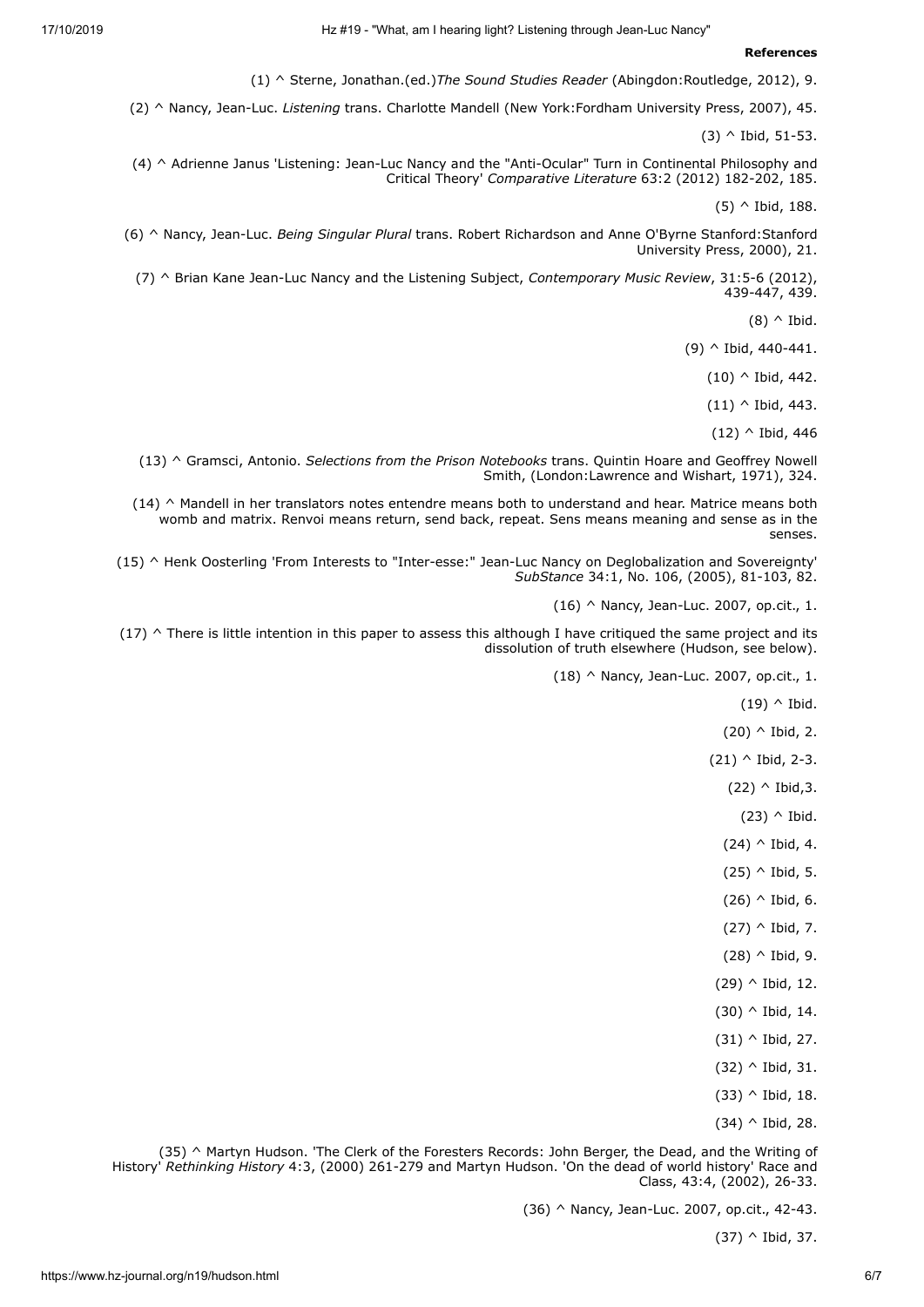**References**

(1) ^ Sterne, Jonathan.(ed.)*The Sound Studies Reader* (Abingdon:Routledge, 2012), 9.

(2) ^ Nancy, Jean-Luc. *Listening* trans. Charlotte Mandell (New York:Fordham University Press, 2007), 45.

(3) ^ Ibid, 51-53.

(4) ^ Adrienne Janus 'Listening: Jean-Luc Nancy and the "Anti-Ocular" Turn in Continental Philosophy and Critical Theory' *Comparative Literature* 63:2 (2012) 182-202, 185.

(5) ^ Ibid, 188.

(6) ^ Nancy, Jean-Luc. *Being Singular Plural* trans. Robert Richardson and Anne O'Byrne Stanford:Stanford University Press, 2000), 21.

(7) ^ Brian Kane Jean-Luc Nancy and the Listening Subject, *Contemporary Music Review*, 31:5-6 (2012), 439-447, 439.

(8) ^ Ibid.

(9) ^ Ibid, 440-441.

(10) ^ Ibid, 442.

(11) ^ Ibid, 443.

(12) ^ Ibid, 446

(13) ^ Gramsci, Antonio. *Selections from the Prison Notebooks* trans. Quintin Hoare and Geoffrey Nowell Smith, (London:Lawrence and Wishart, 1971), 324.

(14) ^ Mandell in her translators notes entendre means both to understand and hear. Matrice means both womb and matrix. Renvoi means return, send back, repeat. Sens means meaning and sense as in the senses.

(15) ^ Henk Oosterling 'From Interests to "Inter-esse:" Jean-Luc Nancy on Deglobalization and Sovereignty' *SubStance* 34:1, No. 106, (2005), 81-103, 82.

(16) ^ Nancy, Jean-Luc. 2007, op.cit., 1.

(17) ^ There is little intention in this paper to assess this although I have critiqued the same project and its dissolution of truth elsewhere (Hudson, see below).

(18) ^ Nancy, Jean-Luc. 2007, op.cit., 1.

(19) ^ Ibid.

(20) ^ Ibid, 2.

(21) ^ Ibid, 2-3.

(22) ^ Ibid,3.

(23) ^ Ibid.

(24) ^ Ibid, 4.

(25) ^ Ibid, 5.

(26) ^ Ibid, 6.

(27) ^ Ibid, 7.

(28) ^ Ibid, 9.

(29) ^ Ibid, 12.

(30) ^ Ibid, 14.

(31) ^ Ibid, 27.

(32) ^ Ibid, 31.

(33) ^ Ibid, 18.

(34) ^ Ibid, 28.

(35) ^ Martyn Hudson. 'The Clerk of the Foresters Records: John Berger, the Dead, and the Writing of History' *Rethinking History* 4:3, (2000) 261-279 and Martyn Hudson. 'On the dead of world history' Race and Class, 43:4, (2002), 26-33.

(36) ^ Nancy, Jean-Luc. 2007, op.cit., 42-43.

(37) ^ Ibid, 37.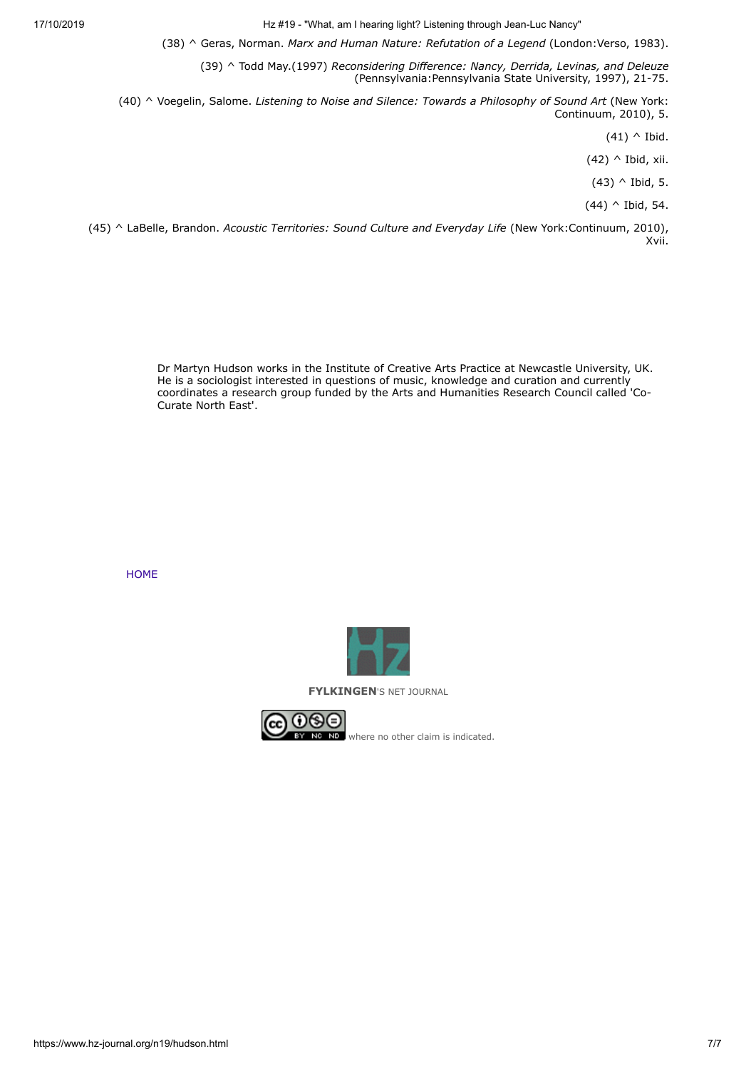(38) ^ Geras, Norman. *Marx and Human Nature: Refutation of a Legend* (London:Verso, 1983).

(39) ^ Todd May.(1997) *Reconsidering Difference: Nancy, Derrida, Levinas, and Deleuze* (Pennsylvania:Pennsylvania State University, 1997), 21-75.

(40) ^ Voegelin, Salome. *Listening to Noise and Silence: Towards a Philosophy of Sound Art* (New York: Continuum, 2010), 5.

(41) ^ Ibid.

(42) ^ Ibid, xii.

(43) ^ Ibid, 5.

(44) ^ Ibid, 54.

(45) ^ LaBelle, Brandon. *Acoustic Territories: Sound Culture and Everyday Life* (New York:Continuum, 2010), Xvii.

Dr Martyn Hudson works in the Institute of Creative Arts Practice at Newcastle University, UK. He is a sociologist interested in questions of music, knowledge and curation and currently coordinates a research group funded by the Arts and Humanities Research Council called 'Co-Curate North East'.

HOME

**FYLKINGEN**'S NET JOURNAL

where no other claim is indicated.